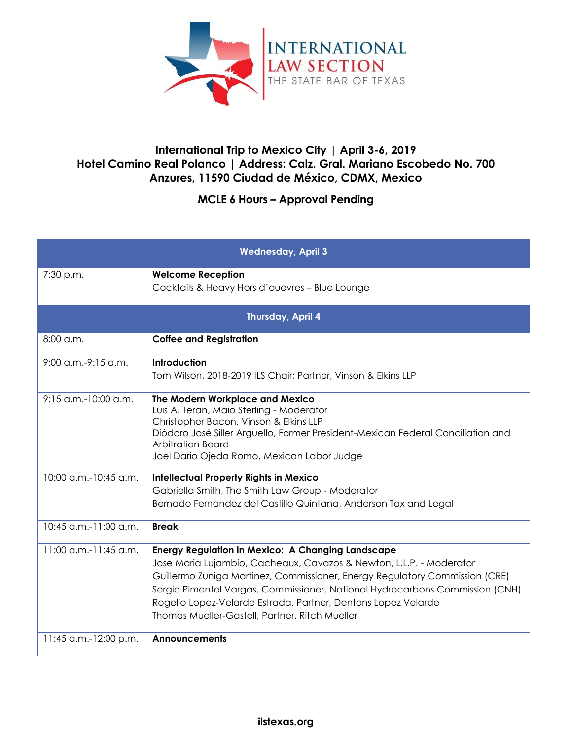INTERNATIONAL LAW SECTION
THE STATE BAR OF TEXAS

## International Trip to Mexico City | April 3-6, 2019
## Hotel Camino Real Polanco | Address: Calz. Gral. Mariano Escobedo No. 700 Anzures, 11590 Ciudad de México, CDMX, Mexico

### MCLE 6 Hours – Approval Pending

| **Wednesday, April 3** | |
|---|---|
| 7:30 p.m. | **Welcome Reception**<br>Cocktails & Heavy Hors d'ouevres – Blue Lounge |
| **Thursday, April 4** | |
| 8:00 a.m. | **Coffee and Registration** |
| 9:00 a.m.-9:15 a.m. | **Introduction**<br>Tom Wilson, 2018-2019 ILS Chair; Partner, Vinson & Elkins LLP |
| 9:15 a.m.-10:00 a.m. | **The Modern Workplace and Mexico**<br>Luis A. Teran, Maio Sterling - Moderator<br>Christopher Bacon, Vinson & Elkins LLP<br>Diódoro José Siller Arguello, Former President-Mexican Federal Conciliation and Arbitration Board<br>Joel Dario Ojeda Romo, Mexican Labor Judge |
| 10:00 a.m.-10:45 a.m. | **Intellectual Property Rights in Mexico**<br>Gabriella Smith, The Smith Law Group - Moderator<br>Bernado Fernandez del Castillo Quintana, Anderson Tax and Legal |
| 10:45 a.m.-11:00 a.m. | **Break** |
| 11:00 a.m.-11:45 a.m. | **Energy Regulation in Mexico: A Changing Landscape**<br>Jose Maria Lujambio, Cacheaux, Cavazos & Newton, L.L.P. - Moderator<br>Guillermo Zuniga Martinez, Commissioner, Energy Regulatory Commission (CRE)<br>Sergio Pimentel Vargas, Commissioner, National Hydrocarbons Commission (CNH)<br>Rogelio Lopez-Velarde Estrada, Partner, Dentons Lopez Velarde<br>Thomas Mueller-Gastell, Partner, Ritch Mueller |
| 11:45 a.m.-12:00 p.m. | **Announcements** |

ilstexas.org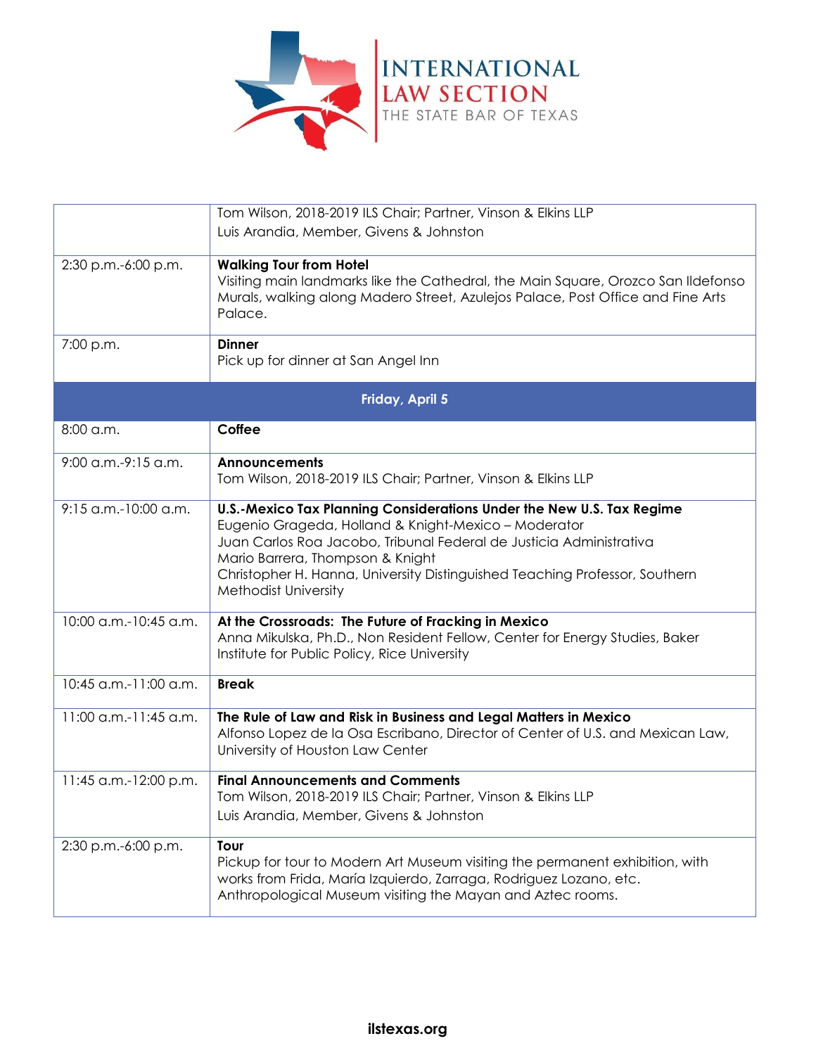| | |
|---|---|
| | Tom Wilson, 2018-2019 ILS Chair; Partner, Vinson & Elkins LLP<br>Luis Arandia, Member, Givens & Johnston |
| 2:30 p.m.-6:00 p.m. | **Walking Tour from Hotel**<br>Visiting main landmarks like the Cathedral, the Main Square, Orozco San Ildefonso Murals, walking along Madero Street, Azulejos Palace, Post Office and Fine Arts Palace. |
| 7:00 p.m. | **Dinner**<br>Pick up for dinner at San Angel Inn |
| **Friday, April 5** | |
| 8:00 a.m. | **Coffee** |
| 9:00 a.m.-9:15 a.m. | **Announcements**<br>Tom Wilson, 2018-2019 ILS Chair; Partner, Vinson & Elkins LLP |
| 9:15 a.m.-10:00 a.m. | **U.S.-Mexico Tax Planning Considerations Under the New U.S. Tax Regime**<br>Eugenio Grageda, Holland & Knight-Mexico – Moderator<br>Juan Carlos Roa Jacobo, Tribunal Federal de Justicia Administrativa<br>Mario Barrera, Thompson & Knight<br>Christopher H. Hanna, University Distinguished Teaching Professor, Southern Methodist University |
| 10:00 a.m.-10:45 a.m. | **At the Crossroads: The Future of Fracking in Mexico**<br>Anna Mikulska, Ph.D., Non Resident Fellow, Center for Energy Studies, Baker Institute for Public Policy, Rice University |
| 10:45 a.m.-11:00 a.m. | **Break** |
| 11:00 a.m.-11:45 a.m. | **The Rule of Law and Risk in Business and Legal Matters in Mexico**<br>Alfonso Lopez de la Osa Escribano, Director of Center of U.S. and Mexican Law, University of Houston Law Center |
| 11:45 a.m.-12:00 p.m. | **Final Announcements and Comments**<br>Tom Wilson, 2018-2019 ILS Chair; Partner, Vinson & Elkins LLP<br>Luis Arandia, Member, Givens & Johnston |
| 2:30 p.m.-6:00 p.m. | **Tour**<br>Pickup for tour to Modern Art Museum visiting the permanent exhibition, with works from Frida, María Izquierdo, Zarraga, Rodriguez Lozano, etc.<br>Anthropological Museum visiting the Mayan and Aztec rooms. |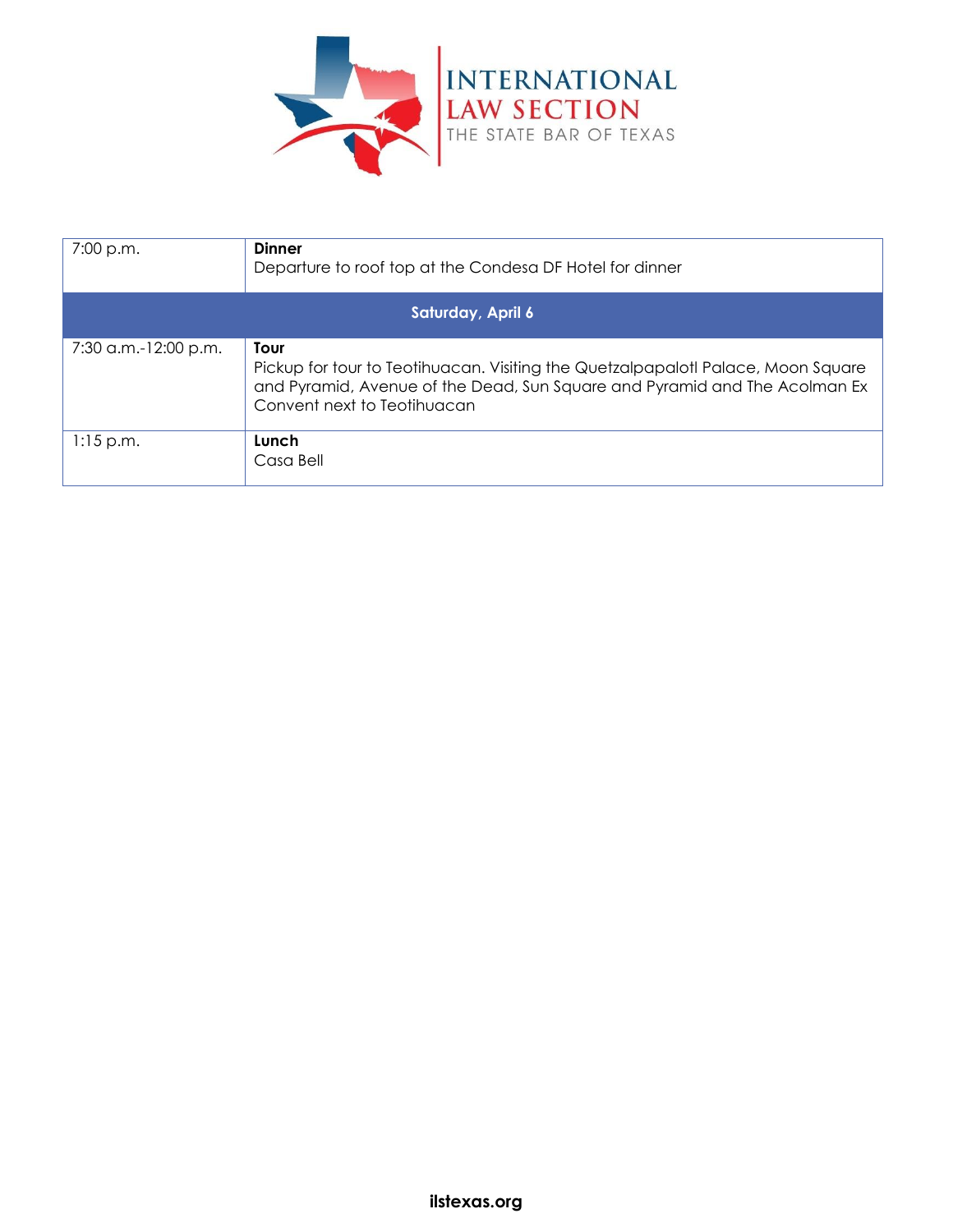| | |
|---|---|
| 7:00 p.m. | **Dinner**<br>Departure to roof top at the Condesa DF Hotel for dinner |
| **Saturday, April 6** | |
| 7:30 a.m.-12:00 p.m. | **Tour**<br>Pickup for tour to Teotihuacan. Visiting the Quetzalpapalotl Palace, Moon Square and Pyramid, Avenue of the Dead, Sun Square and Pyramid and The Acolman Ex Convent next to Teotihuacan |
| 1:15 p.m. | **Lunch**<br>Casa Bell |